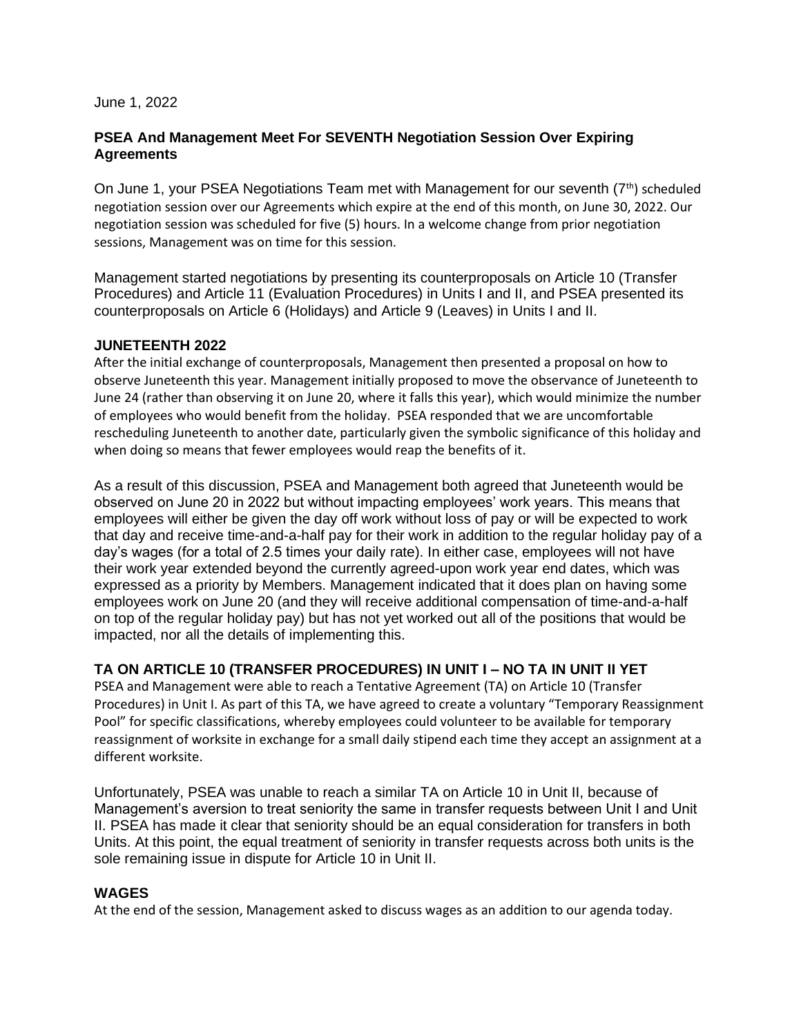June 1, 2022

**PSEA And Management Meet For SEVENTH Negotiation Session Over Expiring Agreements**

On June 1, your PSEA Negotiations Team met with Management for our seventh (7th) scheduled negotiation session over our Agreements which expire at the end of this month, on June 30, 2022. Our negotiation session was scheduled for five (5) hours. In a welcome change from prior negotiation sessions, Management was on time for this session.

Management started negotiations by presenting its counterproposals on Article 10 (Transfer Procedures) and Article 11 (Evaluation Procedures) in Units I and II, and PSEA presented its counterproposals on Article 6 (Holidays) and Article 9 (Leaves) in Units I and II.

### JUNETEENTH 2022

After the initial exchange of counterproposals, Management then presented a proposal on how to observe Juneteenth this year. Management initially proposed to move the observance of Juneteenth to June 24 (rather than observing it on June 20, where it falls this year), which would minimize the number of employees who would benefit from the holiday. PSEA responded that we are uncomfortable rescheduling Juneteenth to another date, particularly given the symbolic significance of this holiday and when doing so means that fewer employees would reap the benefits of it.

As a result of this discussion, PSEA and Management both agreed that Juneteenth would be observed on June 20 in 2022 but without impacting employees' work years. This means that employees will either be given the day off work without loss of pay or will be expected to work that day and receive time-and-a-half pay for their work in addition to the regular holiday pay of a day's wages (for a total of 2.5 times your daily rate). In either case, employees will not have their work year extended beyond the currently agreed-upon work year end dates, which was expressed as a priority by Members. Management indicated that it does plan on having some employees work on June 20 (and they will receive additional compensation of time-and-a-half on top of the regular holiday pay) but has not yet worked out all of the positions that would be impacted, nor all the details of implementing this.

### TA ON ARTICLE 10 (TRANSFER PROCEDURES) IN UNIT I – NO TA IN UNIT II YET

PSEA and Management were able to reach a Tentative Agreement (TA) on Article 10 (Transfer Procedures) in Unit I. As part of this TA, we have agreed to create a voluntary "Temporary Reassignment Pool" for specific classifications, whereby employees could volunteer to be available for temporary reassignment of worksite in exchange for a small daily stipend each time they accept an assignment at a different worksite.

Unfortunately, PSEA was unable to reach a similar TA on Article 10 in Unit II, because of Management's aversion to treat seniority the same in transfer requests between Unit I and Unit II. PSEA has made it clear that seniority should be an equal consideration for transfers in both Units. At this point, the equal treatment of seniority in transfer requests across both units is the sole remaining issue in dispute for Article 10 in Unit II.

### WAGES

At the end of the session, Management asked to discuss wages as an addition to our agenda today.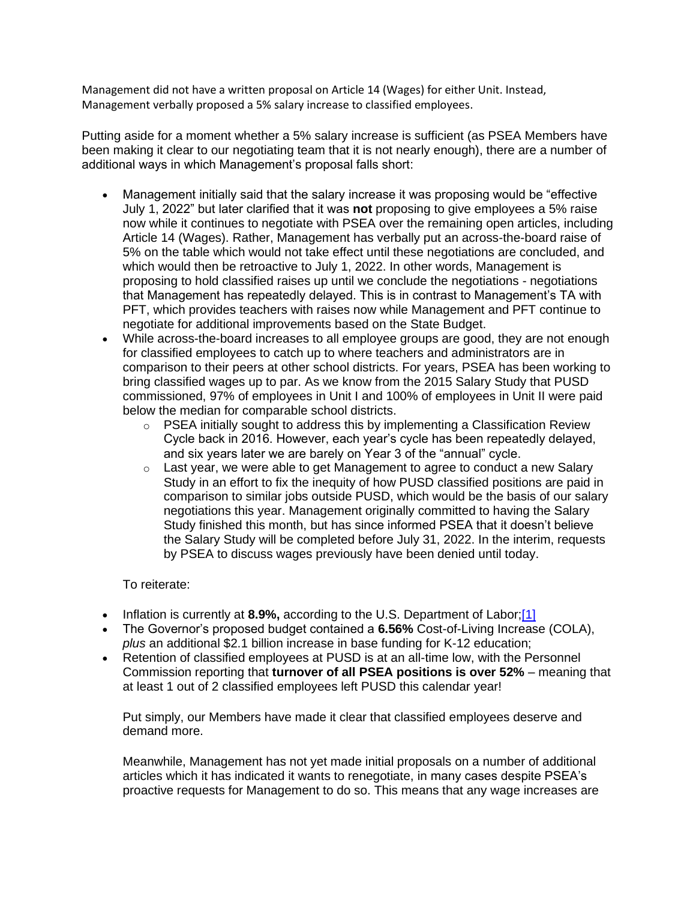Management did not have a written proposal on Article 14 (Wages) for either Unit. Instead, Management verbally proposed a 5% salary increase to classified employees.

Putting aside for a moment whether a 5% salary increase is sufficient (as PSEA Members have been making it clear to our negotiating team that it is not nearly enough), there are a number of additional ways in which Management's proposal falls short:

- Management initially said that the salary increase it was proposing would be "effective July 1, 2022" but later clarified that it was **not** proposing to give employees a 5% raise now while it continues to negotiate with PSEA over the remaining open articles, including Article 14 (Wages). Rather, Management has verbally put an across-the-board raise of 5% on the table which would not take effect until these negotiations are concluded, and which would then be retroactive to July 1, 2022. In other words, Management is proposing to hold classified raises up until we conclude the negotiations - negotiations that Management has repeatedly delayed. This is in contrast to Management's TA with PFT, which provides teachers with raises now while Management and PFT continue to negotiate for additional improvements based on the State Budget.
- While across-the-board increases to all employee groups are good, they are not enough for classified employees to catch up to where teachers and administrators are in comparison to their peers at other school districts. For years, PSEA has been working to bring classified wages up to par. As we know from the 2015 Salary Study that PUSD commissioned, 97% of employees in Unit I and 100% of employees in Unit II were paid below the median for comparable school districts.
  - PSEA initially sought to address this by implementing a Classification Review Cycle back in 2016. However, each year's cycle has been repeatedly delayed, and six years later we are barely on Year 3 of the "annual" cycle.
  - Last year, we were able to get Management to agree to conduct a new Salary Study in an effort to fix the inequity of how PUSD classified positions are paid in comparison to similar jobs outside PUSD, which would be the basis of our salary negotiations this year. Management originally committed to having the Salary Study finished this month, but has since informed PSEA that it doesn't believe the Salary Study will be completed before July 31, 2022. In the interim, requests by PSEA to discuss wages previously have been denied until today.

To reiterate:

- Inflation is currently at **8.9%,** according to the U.S. Department of Labor;[1]
- The Governor's proposed budget contained a **6.56%** Cost-of-Living Increase (COLA), *plus* an additional $2.1 billion increase in base funding for K-12 education;
- Retention of classified employees at PUSD is at an all-time low, with the Personnel Commission reporting that **turnover of all PSEA positions is over 52%** – meaning that at least 1 out of 2 classified employees left PUSD this calendar year!

Put simply, our Members have made it clear that classified employees deserve and demand more.

Meanwhile, Management has not yet made initial proposals on a number of additional articles which it has indicated it wants to renegotiate, in many cases despite PSEA's proactive requests for Management to do so. This means that any wage increases are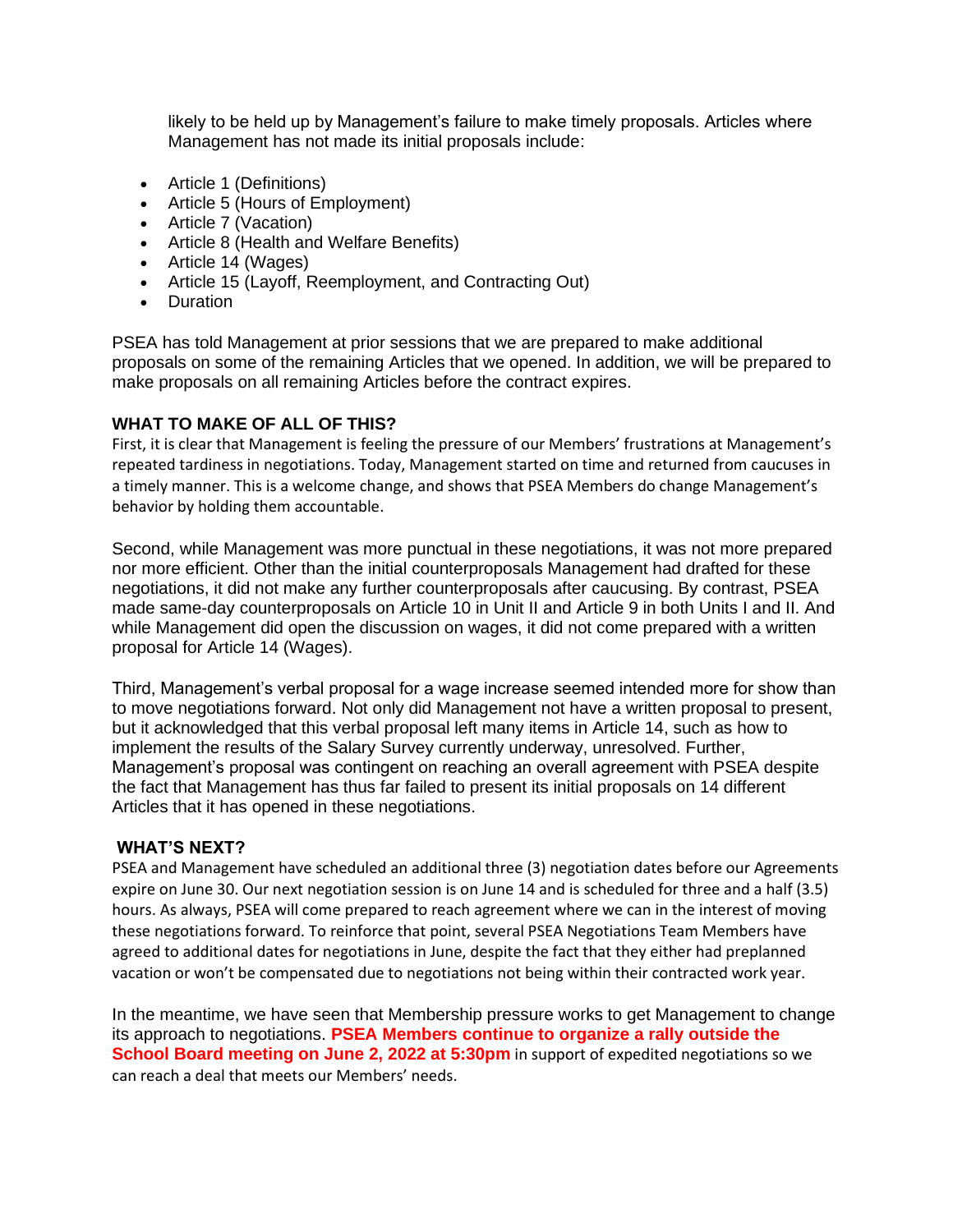likely to be held up by Management's failure to make timely proposals. Articles where Management has not made its initial proposals include:

- Article 1 (Definitions)
- Article 5 (Hours of Employment)
- Article 7 (Vacation)
- Article 8 (Health and Welfare Benefits)
- Article 14 (Wages)
- Article 15 (Layoff, Reemployment, and Contracting Out)
- Duration

PSEA has told Management at prior sessions that we are prepared to make additional proposals on some of the remaining Articles that we opened. In addition, we will be prepared to make proposals on all remaining Articles before the contract expires.

### WHAT TO MAKE OF ALL OF THIS?

First, it is clear that Management is feeling the pressure of our Members' frustrations at Management's repeated tardiness in negotiations. Today, Management started on time and returned from caucuses in a timely manner. This is a welcome change, and shows that PSEA Members do change Management's behavior by holding them accountable.

Second, while Management was more punctual in these negotiations, it was not more prepared nor more efficient. Other than the initial counterproposals Management had drafted for these negotiations, it did not make any further counterproposals after caucusing. By contrast, PSEA made same-day counterproposals on Article 10 in Unit II and Article 9 in both Units I and II. And while Management did open the discussion on wages, it did not come prepared with a written proposal for Article 14 (Wages).

Third, Management's verbal proposal for a wage increase seemed intended more for show than to move negotiations forward. Not only did Management not have a written proposal to present, but it acknowledged that this verbal proposal left many items in Article 14, such as how to implement the results of the Salary Survey currently underway, unresolved. Further, Management's proposal was contingent on reaching an overall agreement with PSEA despite the fact that Management has thus far failed to present its initial proposals on 14 different Articles that it has opened in these negotiations.

### WHAT'S NEXT?

PSEA and Management have scheduled an additional three (3) negotiation dates before our Agreements expire on June 30. Our next negotiation session is on June 14 and is scheduled for three and a half (3.5) hours. As always, PSEA will come prepared to reach agreement where we can in the interest of moving these negotiations forward. To reinforce that point, several PSEA Negotiations Team Members have agreed to additional dates for negotiations in June, despite the fact that they either had preplanned vacation or won't be compensated due to negotiations not being within their contracted work year.

In the meantime, we have seen that Membership pressure works to get Management to change its approach to negotiations. **PSEA Members continue to organize a rally outside the School Board meeting on June 2, 2022 at 5:30pm** in support of expedited negotiations so we can reach a deal that meets our Members' needs.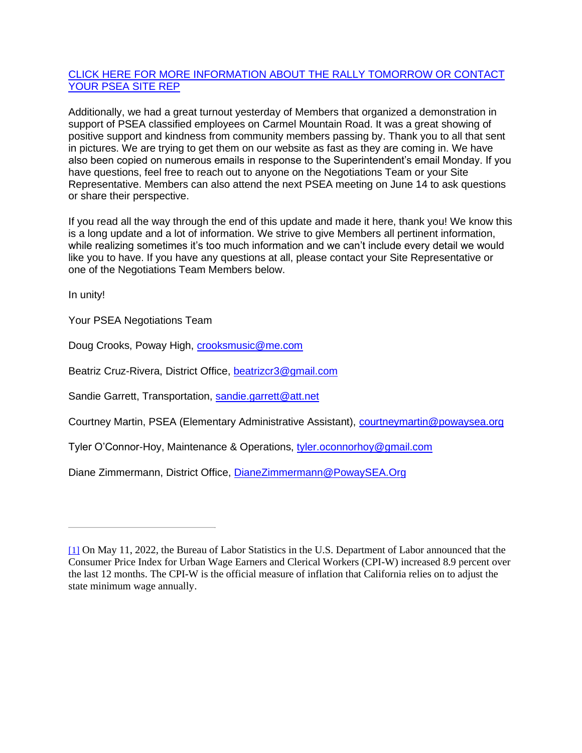[CLICK HERE FOR MORE INFORMATION ABOUT THE RALLY TOMORROW OR CONTACT YOUR PSEA SITE REP]

Additionally, we had a great turnout yesterday of Members that organized a demonstration in support of PSEA classified employees on Carmel Mountain Road. It was a great showing of positive support and kindness from community members passing by. Thank you to all that sent in pictures. We are trying to get them on our website as fast as they are coming in. We have also been copied on numerous emails in response to the Superintendent's email Monday. If you have questions, feel free to reach out to anyone on the Negotiations Team or your Site Representative. Members can also attend the next PSEA meeting on June 14 to ask questions or share their perspective.

If you read all the way through the end of this update and made it here, thank you! We know this is a long update and a lot of information. We strive to give Members all pertinent information, while realizing sometimes it's too much information and we can't include every detail we would like you to have. If you have any questions at all, please contact your Site Representative or one of the Negotiations Team Members below.

In unity!

Your PSEA Negotiations Team

Doug Crooks, Poway High, crooksmusic@me.com

Beatriz Cruz-Rivera, District Office, beatrizcr3@gmail.com

Sandie Garrett, Transportation, sandie.garrett@att.net

Courtney Martin, PSEA (Elementary Administrative Assistant), courtneymartin@powaysea.org

Tyler O'Connor-Hoy, Maintenance & Operations, tyler.oconnorhoy@gmail.com

Diane Zimmermann, District Office, DianeZimmermann@PowaySEA.Org

---

[1] On May 11, 2022, the Bureau of Labor Statistics in the U.S. Department of Labor announced that the Consumer Price Index for Urban Wage Earners and Clerical Workers (CPI-W) increased 8.9 percent over the last 12 months. The CPI-W is the official measure of inflation that California relies on to adjust the state minimum wage annually.